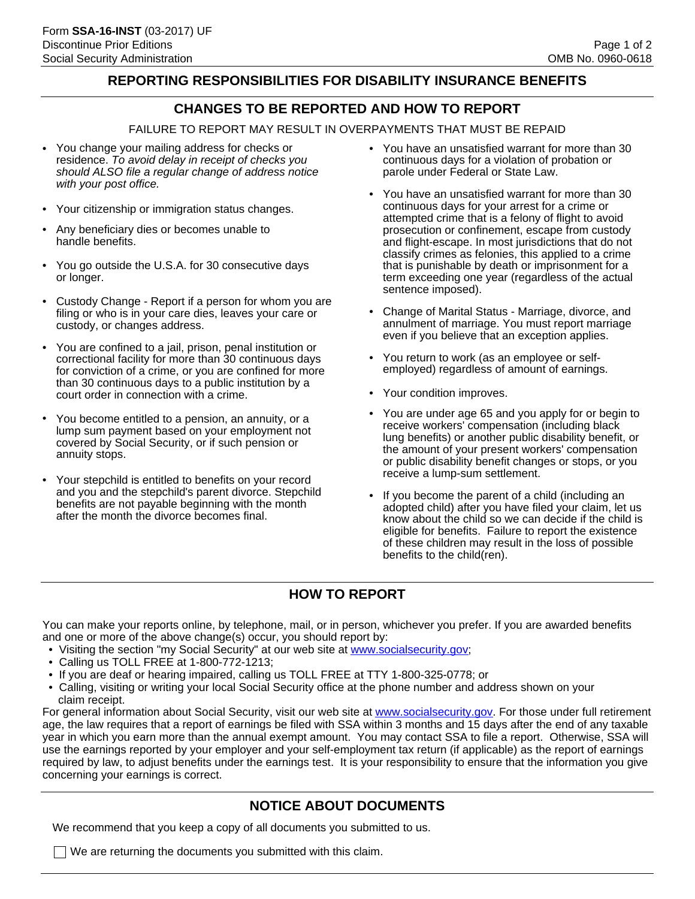Form **SSA-16-INST** (03-2017) UF
Discontinue Prior Editions
Social Security Administration

OMB No. 0960-0618

# REPORTING RESPONSIBILITIES FOR DISABILITY INSURANCE BENEFITS

## CHANGES TO BE REPORTED AND HOW TO REPORT

FAILURE TO REPORT MAY RESULT IN OVERPAYMENTS THAT MUST BE REPAID

- You change your mailing address for checks or residence. *To avoid delay in receipt of checks you should ALSO file a regular change of address notice with your post office.*
- Your citizenship or immigration status changes.
- Any beneficiary dies or becomes unable to handle benefits.
- You go outside the U.S.A. for 30 consecutive days or longer.
- Custody Change - Report if a person for whom you are filing or who is in your care dies, leaves your care or custody, or changes address.
- You are confined to a jail, prison, penal institution or correctional facility for more than 30 continuous days for conviction of a crime, or you are confined for more than 30 continuous days to a public institution by a court order in connection with a crime.
- You become entitled to a pension, an annuity, or a lump sum payment based on your employment not covered by Social Security, or if such pension or annuity stops.
- Your stepchild is entitled to benefits on your record and you and the stepchild's parent divorce. Stepchild benefits are not payable beginning with the month after the month the divorce becomes final.
- You have an unsatisfied warrant for more than 30 continuous days for a violation of probation or parole under Federal or State Law.
- You have an unsatisfied warrant for more than 30 continuous days for your arrest for a crime or attempted crime that is a felony of flight to avoid prosecution or confinement, escape from custody and flight-escape. In most jurisdictions that do not classify crimes as felonies, this applied to a crime that is punishable by death or imprisonment for a term exceeding one year (regardless of the actual sentence imposed).
- Change of Marital Status - Marriage, divorce, and annulment of marriage. You must report marriage even if you believe that an exception applies.
- You return to work (as an employee or self-employed) regardless of amount of earnings.
- Your condition improves.
- You are under age 65 and you apply for or begin to receive workers' compensation (including black lung benefits) or another public disability benefit, or the amount of your present workers' compensation or public disability benefit changes or stops, or you receive a lump-sum settlement.
- If you become the parent of a child (including an adopted child) after you have filed your claim, let us know about the child so we can decide if the child is eligible for benefits. Failure to report the existence of these children may result in the loss of possible benefits to the child(ren).

## HOW TO REPORT

You can make your reports online, by telephone, mail, or in person, whichever you prefer. If you are awarded benefits and one or more of the above change(s) occur, you should report by:

- Visiting the section "my Social Security" at our web site at www.socialsecurity.gov;
- Calling us TOLL FREE at 1-800-772-1213;
- If you are deaf or hearing impaired, calling us TOLL FREE at TTY 1-800-325-0778; or
- Calling, visiting or writing your local Social Security office at the phone number and address shown on your claim receipt.

For general information about Social Security, visit our web site at www.socialsecurity.gov. For those under full retirement age, the law requires that a report of earnings be filed with SSA within 3 months and 15 days after the end of any taxable year in which you earn more than the annual exempt amount. You may contact SSA to file a report. Otherwise, SSA will use the earnings reported by your employer and your self-employment tax return (if applicable) as the report of earnings required by law, to adjust benefits under the earnings test. It is your responsibility to ensure that the information you give concerning your earnings is correct.

## NOTICE ABOUT DOCUMENTS

We recommend that you keep a copy of all documents you submitted to us.

☐ We are returning the documents you submitted with this claim.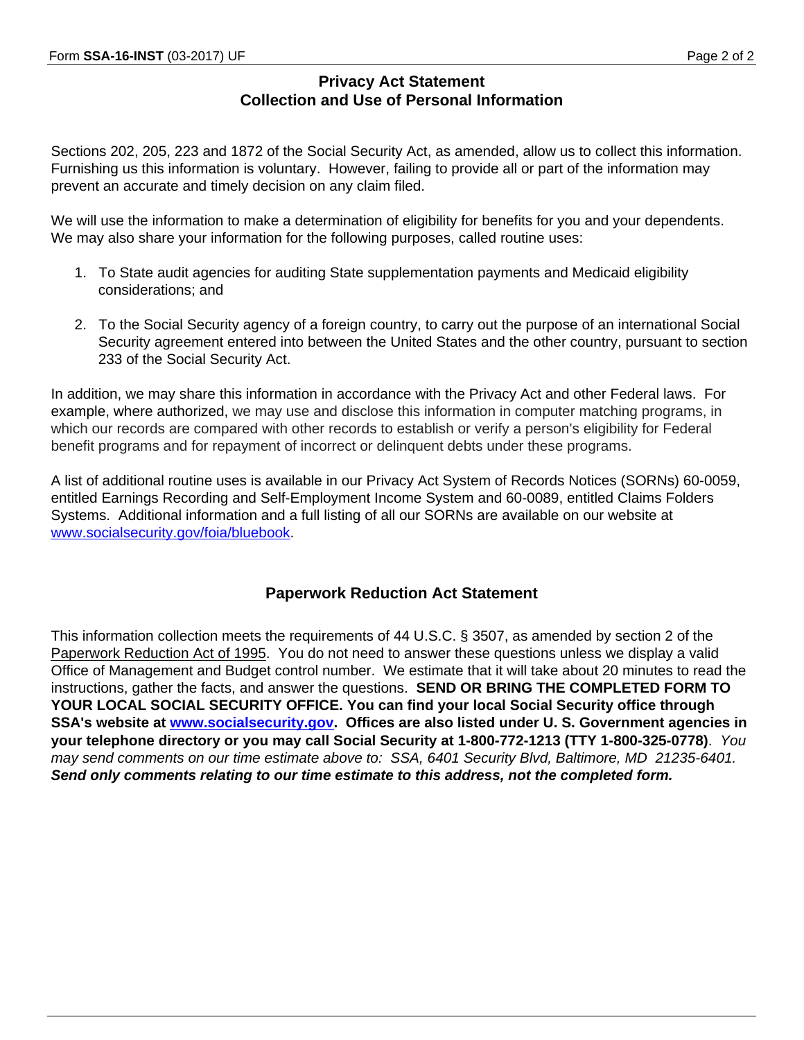## Privacy Act Statement
## Collection and Use of Personal Information

Sections 202, 205, 223 and 1872 of the Social Security Act, as amended, allow us to collect this information. Furnishing us this information is voluntary. However, failing to provide all or part of the information may prevent an accurate and timely decision on any claim filed.

We will use the information to make a determination of eligibility for benefits for you and your dependents. We may also share your information for the following purposes, called routine uses:

1. To State audit agencies for auditing State supplementation payments and Medicaid eligibility considerations; and

2. To the Social Security agency of a foreign country, to carry out the purpose of an international Social Security agreement entered into between the United States and the other country, pursuant to section 233 of the Social Security Act.

In addition, we may share this information in accordance with the Privacy Act and other Federal laws. For example, where authorized, we may use and disclose this information in computer matching programs, in which our records are compared with other records to establish or verify a person's eligibility for Federal benefit programs and for repayment of incorrect or delinquent debts under these programs.

A list of additional routine uses is available in our Privacy Act System of Records Notices (SORNs) 60-0059, entitled Earnings Recording and Self-Employment Income System and 60-0089, entitled Claims Folders Systems. Additional information and a full listing of all our SORNs are available on our website at www.socialsecurity.gov/foia/bluebook.

## Paperwork Reduction Act Statement

This information collection meets the requirements of 44 U.S.C. § 3507, as amended by section 2 of the Paperwork Reduction Act of 1995. You do not need to answer these questions unless we display a valid Office of Management and Budget control number. We estimate that it will take about 20 minutes to read the instructions, gather the facts, and answer the questions. **SEND OR BRING THE COMPLETED FORM TO YOUR LOCAL SOCIAL SECURITY OFFICE. You can find your local Social Security office through SSA's website at www.socialsecurity.gov. Offices are also listed under U. S. Government agencies in your telephone directory or you may call Social Security at 1-800-772-1213 (TTY 1-800-325-0778)**. *You may send comments on our time estimate above to: SSA, 6401 Security Blvd, Baltimore, MD 21235-6401.* ***Send only comments relating to our time estimate to this address, not the completed form.***